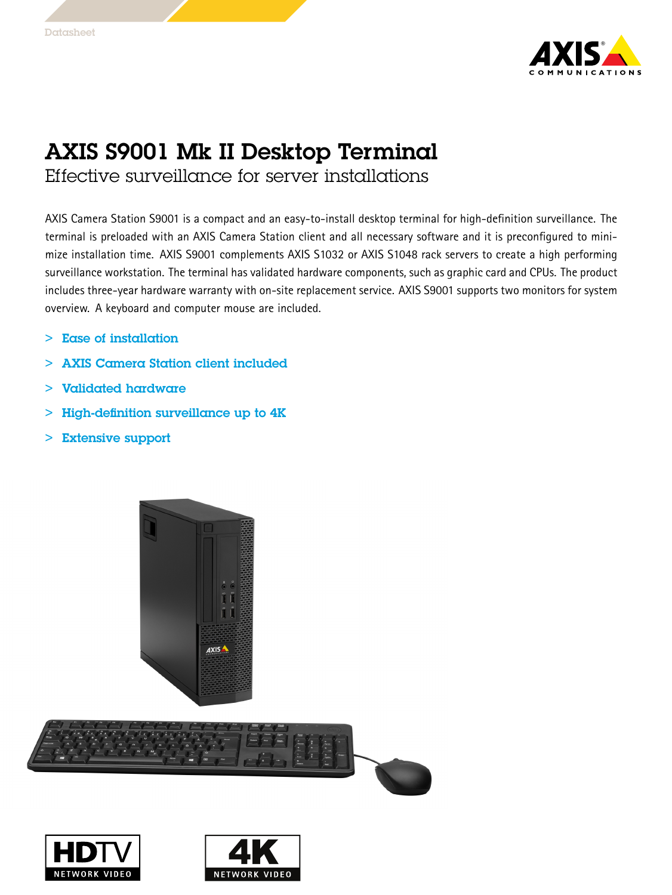Datasheet

# AXIS S9001 Mk II Desktop Terminal

## Effective surveillance for server installations

AXIS Camera Station S9001 is a compact and an easy-to-install desktop terminal for high-definition surveillance. The terminal is preloaded with an AXIS Camera Station client and all necessary software and it is preconfigured to minimize installation time. AXIS S9001 complements AXIS S1032 or AXIS S1048 rack servers to create a high performing surveillance workstation. The terminal has validated hardware components, such as graphic card and CPUs. The product includes three-year hardware warranty with on-site replacement service. AXIS S9001 supports two monitors for system overview. A keyboard and computer mouse are included.

> Ease of installation

> AXIS Camera Station client included

> Validated hardware

> High-definition surveillance up to 4K

> Extensive support

HDTV NETWORK VIDEO

4K NETWORK VIDEO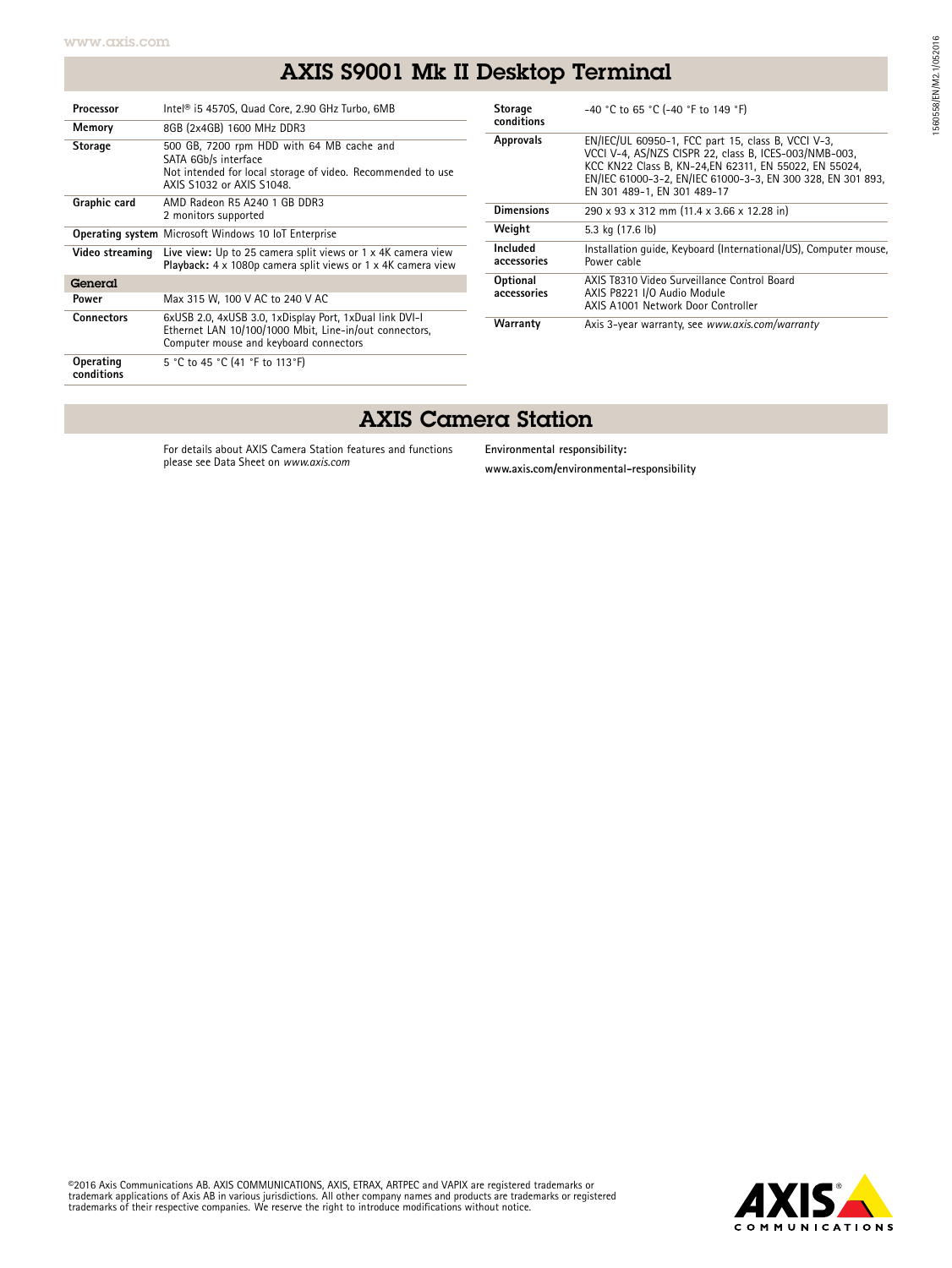# AXIS S9001 Mk II Desktop Terminal

| | |
|---|---|
| **Processor** | Intel® i5 4570S, Quad Core, 2.90 GHz Turbo, 6MB |
| **Memory** | 8GB (2x4GB) 1600 MHz DDR3 |
| **Storage** | 500 GB, 7200 rpm HDD with 64 MB cache and SATA 6Gb/s interface<br>Not intended for local storage of video. Recommended to use AXIS S1032 or AXIS S1048. |
| **Graphic card** | AMD Radeon R5 A240 1 GB DDR3<br>2 monitors supported |
| **Operating system** | Microsoft Windows 10 IoT Enterprise |
| **Video streaming** | **Live view:** Up to 25 camera split views or 1 x 4K camera view<br>**Playback:** 4 x 1080p camera split views or 1 x 4K camera view |

## General

| | |
|---|---|
| **Power** | Max 315 W, 100 V AC to 240 V AC |
| **Connectors** | 6xUSB 2.0, 4xUSB 3.0, 1xDisplay Port, 1xDual link DVI-I Ethernet LAN 10/100/1000 Mbit, Line-in/out connectors, Computer mouse and keyboard connectors |
| **Operating conditions** | 5 °C to 45 °C (41 °F to 113°F) |
| **Storage conditions** | -40 °C to 65 °C (-40 °F to 149 °F) |
| **Approvals** | EN/IEC/UL 60950-1, FCC part 15, class B, VCCI V-3, VCCI V-4, AS/NZS CISPR 22, class B, ICES-003/NMB-003, KCC KN22 Class B, KN-24,EN 62311, EN 55022, EN 55024, EN/IEC 61000-3-2, EN/IEC 61000-3-3, EN 300 328, EN 301 893, EN 301 489-1, EN 301 489-17 |
| **Dimensions** | 290 x 93 x 312 mm (11.4 x 3.66 x 12.28 in) |
| **Weight** | 5.3 kg (17.6 lb) |
| **Included accessories** | Installation guide, Keyboard (International/US), Computer mouse, Power cable |
| **Optional accessories** | AXIS T8310 Video Surveillance Control Board<br>AXIS P8221 I/O Audio Module<br>AXIS A1001 Network Door Controller |
| **Warranty** | Axis 3-year warranty, see *www.axis.com/warranty* |

# AXIS Camera Station

For details about AXIS Camera Station features and functions please see Data Sheet on *www.axis.com*

**Environmental responsibility:**

**www.axis.com/environmental-responsibility**

©2016 Axis Communications AB. AXIS COMMUNICATIONS, AXIS, ETRAX, ARTPEC and VAPIX are registered trademarks or trademark applications of Axis AB in various jurisdictions. All other company names and products are trademarks or registered trademarks of their respective companies. We reserve the right to introduce modifications without notice.